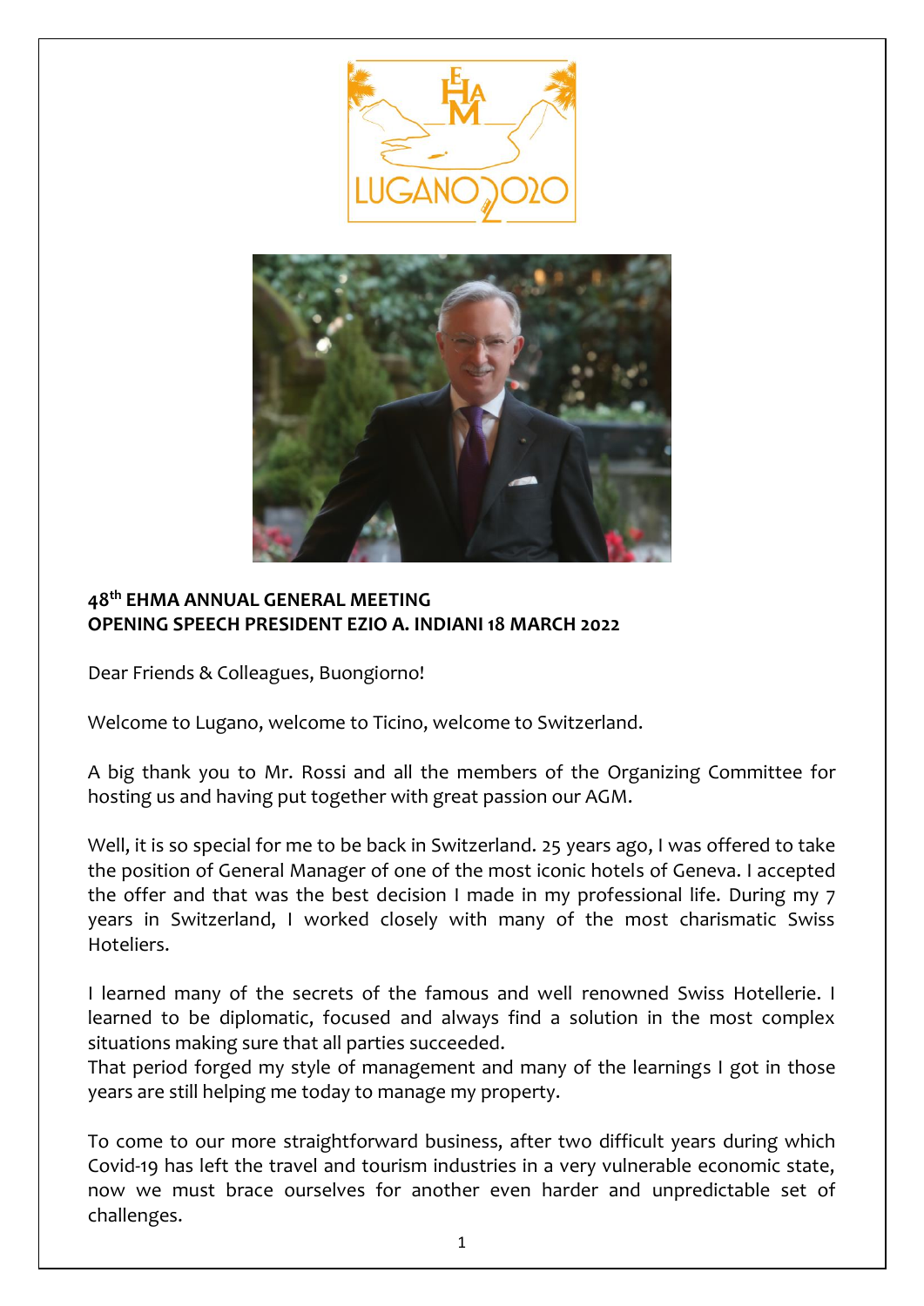## 48th EHMA ANNUAL GENERAL MEETING
## OPENING SPEECH PRESIDENT EZIO A. INDIANI 18 MARCH 2022

Dear Friends & Colleagues, Buongiorno!

Welcome to Lugano, welcome to Ticino, welcome to Switzerland.

A big thank you to Mr. Rossi and all the members of the Organizing Committee for hosting us and having put together with great passion our AGM.

Well, it is so special for me to be back in Switzerland. 25 years ago, I was offered to take the position of General Manager of one of the most iconic hotels of Geneva. I accepted the offer and that was the best decision I made in my professional life. During my 7 years in Switzerland, I worked closely with many of the most charismatic Swiss Hoteliers.

I learned many of the secrets of the famous and well renowned Swiss Hotellerie. I learned to be diplomatic, focused and always find a solution in the most complex situations making sure that all parties succeeded.
That period forged my style of management and many of the learnings I got in those years are still helping me today to manage my property.

To come to our more straightforward business, after two difficult years during which Covid-19 has left the travel and tourism industries in a very vulnerable economic state, now we must brace ourselves for another even harder and unpredictable set of challenges.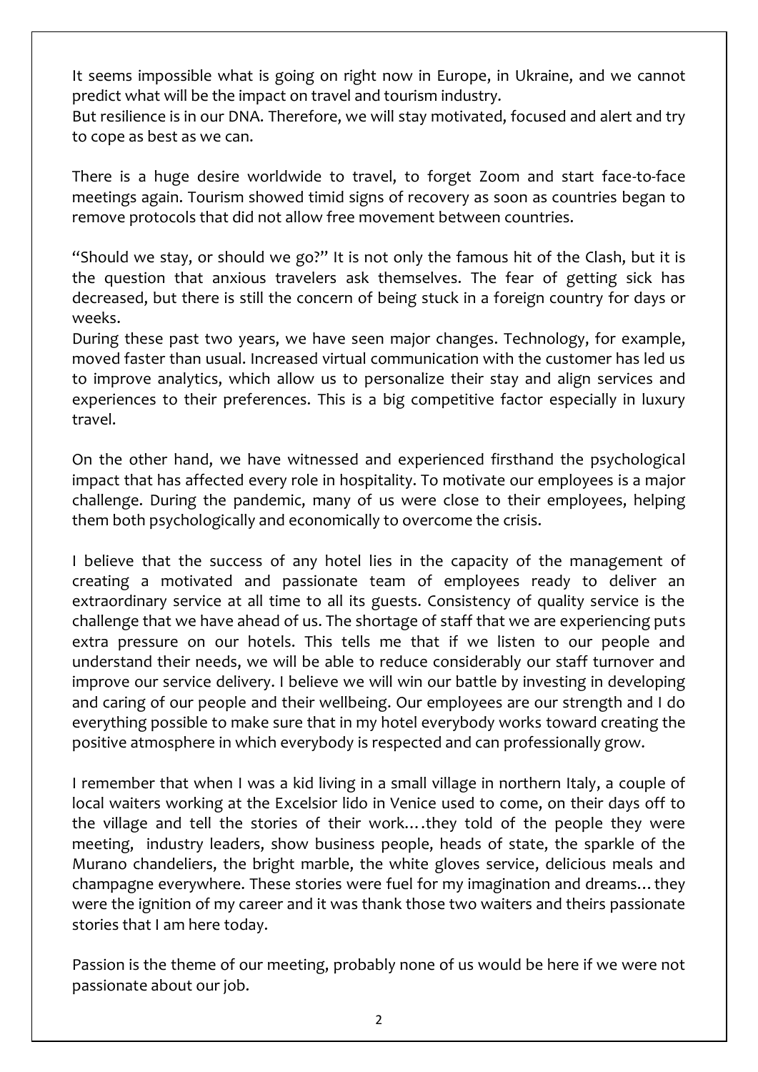It seems impossible what is going on right now in Europe, in Ukraine, and we cannot predict what will be the impact on travel and tourism industry.
But resilience is in our DNA. Therefore, we will stay motivated, focused and alert and try to cope as best as we can.

There is a huge desire worldwide to travel, to forget Zoom and start face-to-face meetings again. Tourism showed timid signs of recovery as soon as countries began to remove protocols that did not allow free movement between countries.

"Should we stay, or should we go?" It is not only the famous hit of the Clash, but it is the question that anxious travelers ask themselves. The fear of getting sick has decreased, but there is still the concern of being stuck in a foreign country for days or weeks.
During these past two years, we have seen major changes. Technology, for example, moved faster than usual. Increased virtual communication with the customer has led us to improve analytics, which allow us to personalize their stay and align services and experiences to their preferences. This is a big competitive factor especially in luxury travel.

On the other hand, we have witnessed and experienced firsthand the psychological impact that has affected every role in hospitality. To motivate our employees is a major challenge. During the pandemic, many of us were close to their employees, helping them both psychologically and economically to overcome the crisis.

I believe that the success of any hotel lies in the capacity of the management of creating a motivated and passionate team of employees ready to deliver an extraordinary service at all time to all its guests. Consistency of quality service is the challenge that we have ahead of us. The shortage of staff that we are experiencing puts extra pressure on our hotels. This tells me that if we listen to our people and understand their needs, we will be able to reduce considerably our staff turnover and improve our service delivery. I believe we will win our battle by investing in developing and caring of our people and their wellbeing. Our employees are our strength and I do everything possible to make sure that in my hotel everybody works toward creating the positive atmosphere in which everybody is respected and can professionally grow.

I remember that when I was a kid living in a small village in northern Italy, a couple of local waiters working at the Excelsior lido in Venice used to come, on their days off to the village and tell the stories of their work....they told of the people they were meeting, industry leaders, show business people, heads of state, the sparkle of the Murano chandeliers, the bright marble, the white gloves service, delicious meals and champagne everywhere. These stories were fuel for my imagination and dreams... they were the ignition of my career and it was thank those two waiters and theirs passionate stories that I am here today.

Passion is the theme of our meeting, probably none of us would be here if we were not passionate about our job.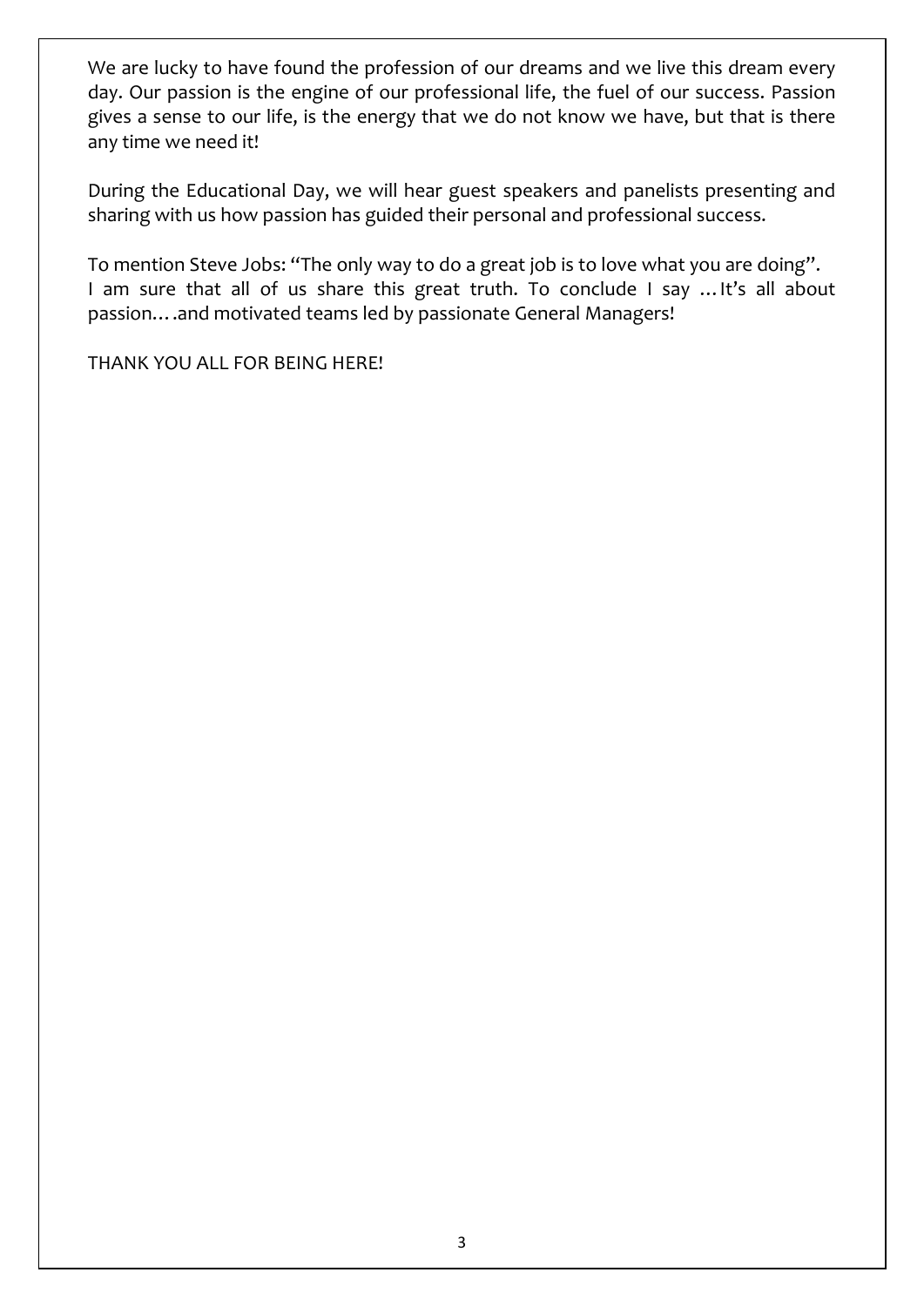We are lucky to have found the profession of our dreams and we live this dream every day. Our passion is the engine of our professional life, the fuel of our success. Passion gives a sense to our life, is the energy that we do not know we have, but that is there any time we need it!

During the Educational Day, we will hear guest speakers and panelists presenting and sharing with us how passion has guided their personal and professional success.

To mention Steve Jobs: "The only way to do a great job is to love what you are doing".
I am sure that all of us share this great truth. To conclude I say …It's all about passion….and motivated teams led by passionate General Managers!

THANK YOU ALL FOR BEING HERE!